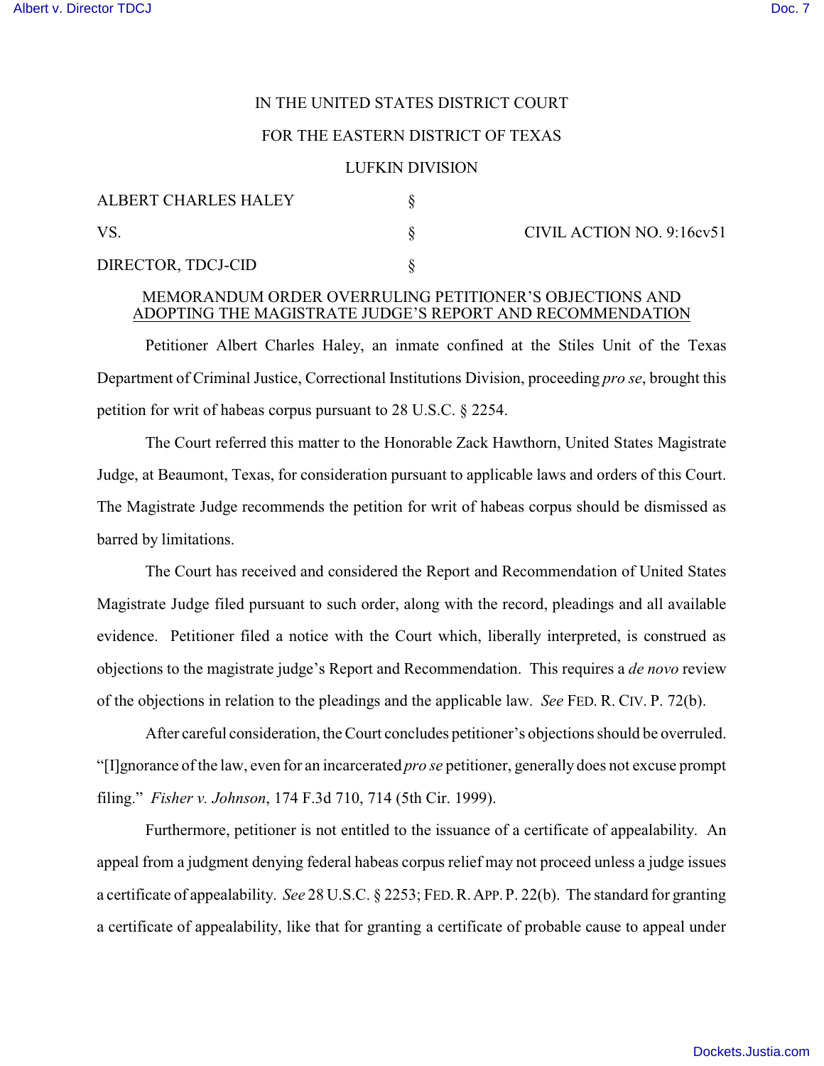IN THE UNITED STATES DISTRICT COURT

FOR THE EASTERN DISTRICT OF TEXAS

LUFKIN DIVISION

| | | |
|---|---|---|
| ALBERT CHARLES HALEY | § | |
| VS. | § | CIVIL ACTION NO. 9:16cv51 |
| DIRECTOR, TDCJ-CID | § | |

MEMORANDUM ORDER OVERRULING PETITIONER'S OBJECTIONS AND ADOPTING THE MAGISTRATE JUDGE'S REPORT AND RECOMMENDATION

Petitioner Albert Charles Haley, an inmate confined at the Stiles Unit of the Texas Department of Criminal Justice, Correctional Institutions Division, proceeding *pro se*, brought this petition for writ of habeas corpus pursuant to 28 U.S.C. § 2254.

The Court referred this matter to the Honorable Zack Hawthorn, United States Magistrate Judge, at Beaumont, Texas, for consideration pursuant to applicable laws and orders of this Court. The Magistrate Judge recommends the petition for writ of habeas corpus should be dismissed as barred by limitations.

The Court has received and considered the Report and Recommendation of United States Magistrate Judge filed pursuant to such order, along with the record, pleadings and all available evidence. Petitioner filed a notice with the Court which, liberally interpreted, is construed as objections to the magistrate judge's Report and Recommendation. This requires a *de novo* review of the objections in relation to the pleadings and the applicable law. *See* FED. R. CIV. P. 72(b).

After careful consideration, the Court concludes petitioner's objections should be overruled. "[I]gnorance of the law, even for an incarcerated *pro se* petitioner, generally does not excuse prompt filing." *Fisher v. Johnson*, 174 F.3d 710, 714 (5th Cir. 1999).

Furthermore, petitioner is not entitled to the issuance of a certificate of appealability. An appeal from a judgment denying federal habeas corpus relief may not proceed unless a judge issues a certificate of appealability. *See* 28 U.S.C. § 2253; FED. R. APP. P. 22(b). The standard for granting a certificate of appealability, like that for granting a certificate of probable cause to appeal under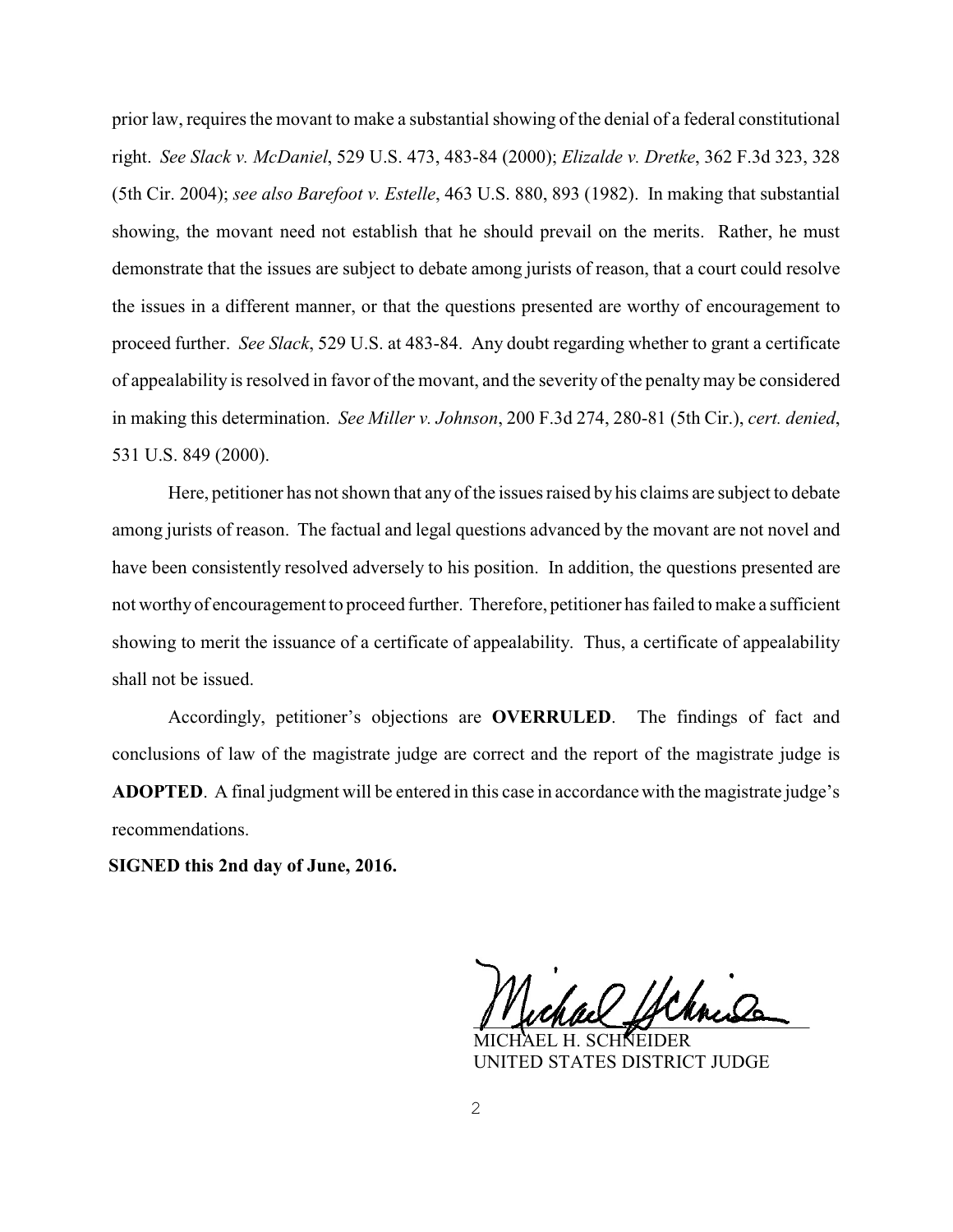prior law, requires the movant to make a substantial showing of the denial of a federal constitutional right. *See Slack v. McDaniel*, 529 U.S. 473, 483-84 (2000); *Elizalde v. Dretke*, 362 F.3d 323, 328 (5th Cir. 2004); *see also Barefoot v. Estelle*, 463 U.S. 880, 893 (1982). In making that substantial showing, the movant need not establish that he should prevail on the merits. Rather, he must demonstrate that the issues are subject to debate among jurists of reason, that a court could resolve the issues in a different manner, or that the questions presented are worthy of encouragement to proceed further. *See Slack*, 529 U.S. at 483-84. Any doubt regarding whether to grant a certificate of appealability is resolved in favor of the movant, and the severity of the penalty may be considered in making this determination. *See Miller v. Johnson*, 200 F.3d 274, 280-81 (5th Cir.), *cert. denied*, 531 U.S. 849 (2000).

Here, petitioner has not shown that any of the issues raised by his claims are subject to debate among jurists of reason. The factual and legal questions advanced by the movant are not novel and have been consistently resolved adversely to his position. In addition, the questions presented are not worthy of encouragement to proceed further. Therefore, petitioner has failed to make a sufficient showing to merit the issuance of a certificate of appealability. Thus, a certificate of appealability shall not be issued.

Accordingly, petitioner's objections are **OVERRULED**. The findings of fact and conclusions of law of the magistrate judge are correct and the report of the magistrate judge is **ADOPTED**. A final judgment will be entered in this case in accordance with the magistrate judge's recommendations.

**SIGNED this 2nd day of June, 2016.**

MICHAEL H. SCHNEIDER
UNITED STATES DISTRICT JUDGE